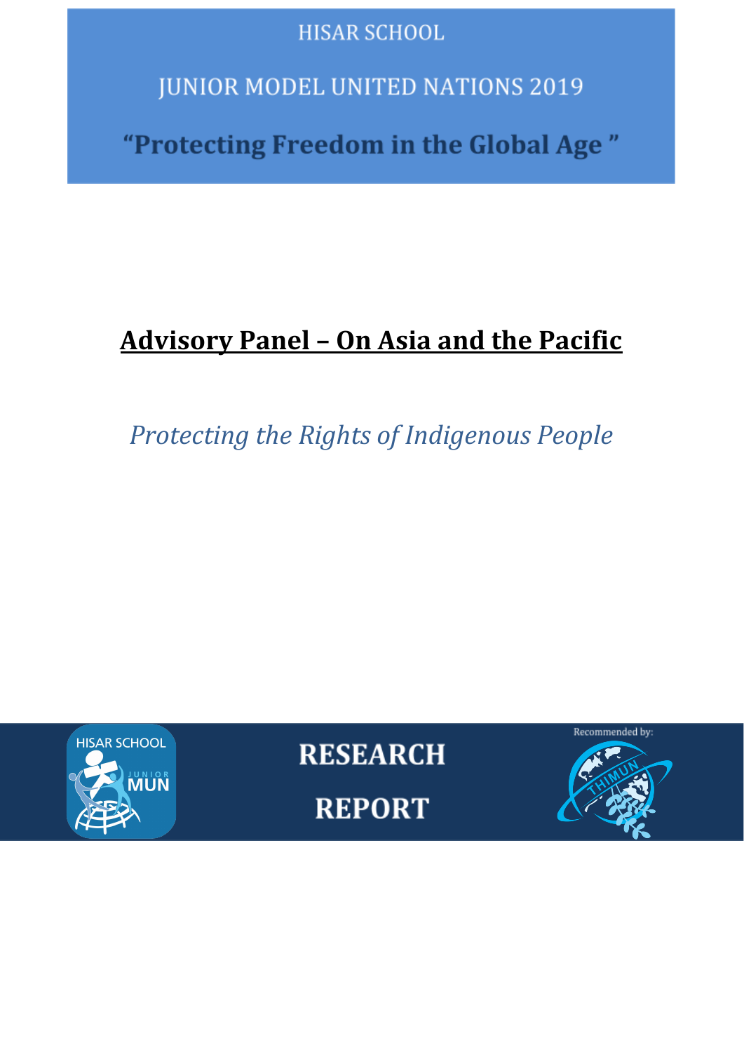HISAR SCHOOL

JUNIOR MODEL UNITED NATIONS 2019

**"Protecting Freedom in the Global Age "**

# Advisory Panel – On Asia and the Pacific

*Protecting the Rights of Indigenous People*

HISAR SCHOOL JUNIOR MUN

**RESEARCH REPORT**

Recommended by: THIMUN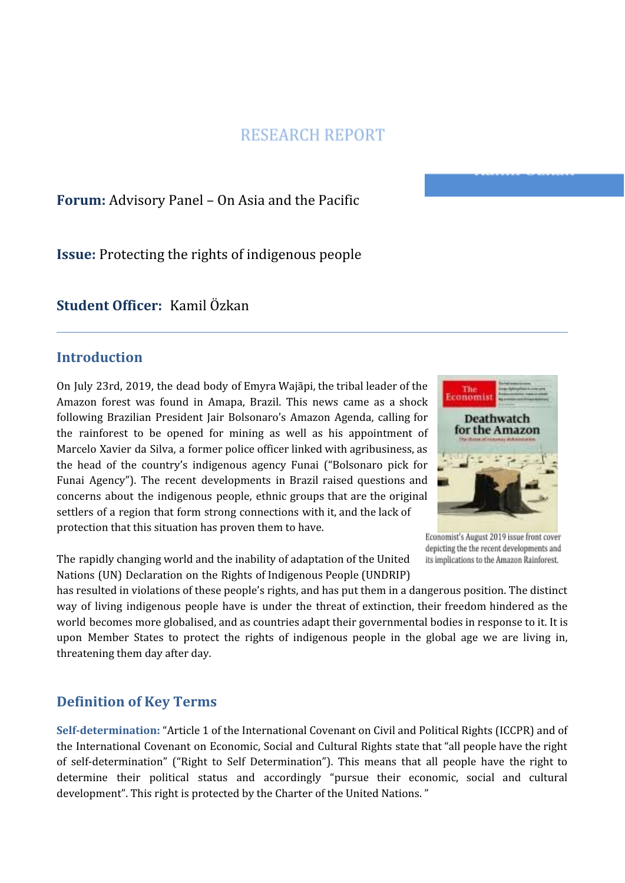# RESEARCH REPORT

**Forum:** Advisory Panel – On Asia and the Pacific

**Issue:** Protecting the rights of indigenous people

**Student Officer:** Kamil Özkan

## Introduction

On July 23rd, 2019, the dead body of Emyra Wajãpi, the tribal leader of the Amazon forest was found in Amapa, Brazil. This news came as a shock following Brazilian President Jair Bolsonaro's Amazon Agenda, calling for the rainforest to be opened for mining as well as his appointment of Marcelo Xavier da Silva, a former police officer linked with agribusiness, as the head of the country's indigenous agency Funai ("Bolsonaro pick for Funai Agency"). The recent developments in Brazil raised questions and concerns about the indigenous people, ethnic groups that are the original settlers of a region that form strong connections with it, and the lack of protection that this situation has proven them to have.

Economist's August 2019 issue front cover depicting the the recent developments and its implications to the Amazon Rainforest.

The rapidly changing world and the inability of adaptation of the United Nations (UN) Declaration on the Rights of Indigenous People (UNDRIP) has resulted in violations of these people's rights, and has put them in a dangerous position. The distinct way of living indigenous people have is under the threat of extinction, their freedom hindered as the world becomes more globalised, and as countries adapt their governmental bodies in response to it. It is upon Member States to protect the rights of indigenous people in the global age we are living in, threatening them day after day.

## Definition of Key Terms

**Self-determination:** "Article 1 of the International Covenant on Civil and Political Rights (ICCPR) and of the International Covenant on Economic, Social and Cultural Rights state that "all people have the right of self-determination" ("Right to Self Determination"). This means that all people have the right to determine their political status and accordingly "pursue their economic, social and cultural development". This right is protected by the Charter of the United Nations. "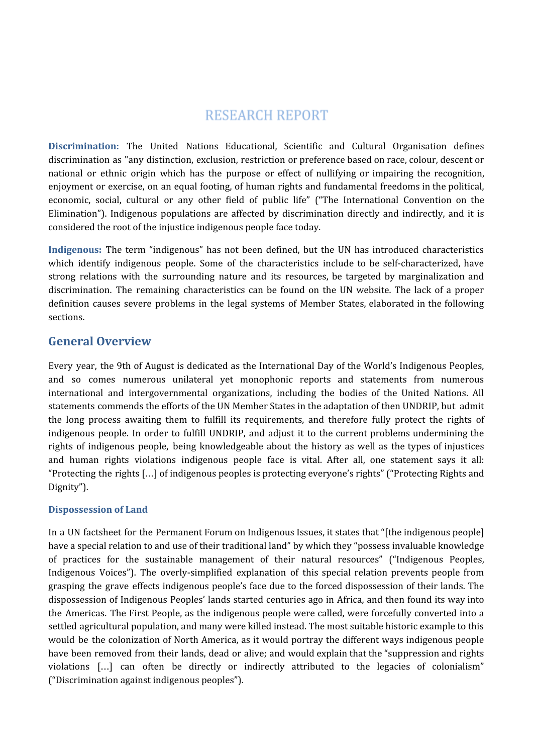# RESEARCH REPORT

**Discrimination:** The United Nations Educational, Scientific and Cultural Organisation defines discrimination as "any distinction, exclusion, restriction or preference based on race, colour, descent or national or ethnic origin which has the purpose or effect of nullifying or impairing the recognition, enjoyment or exercise, on an equal footing, of human rights and fundamental freedoms in the political, economic, social, cultural or any other field of public life" ("The International Convention on the Elimination"). Indigenous populations are affected by discrimination directly and indirectly, and it is considered the root of the injustice indigenous people face today.

**Indigenous:** The term "indigenous" has not been defined, but the UN has introduced characteristics which identify indigenous people. Some of the characteristics include to be self-characterized, have strong relations with the surrounding nature and its resources, be targeted by marginalization and discrimination. The remaining characteristics can be found on the UN website. The lack of a proper definition causes severe problems in the legal systems of Member States, elaborated in the following sections.

## General Overview

Every year, the 9th of August is dedicated as the International Day of the World's Indigenous Peoples, and so comes numerous unilateral yet monophonic reports and statements from numerous international and intergovernmental organizations, including the bodies of the United Nations. All statements commends the efforts of the UN Member States in the adaptation of then UNDRIP, but admit the long process awaiting them to fulfill its requirements, and therefore fully protect the rights of indigenous people. In order to fulfill UNDRIP, and adjust it to the current problems undermining the rights of indigenous people, being knowledgeable about the history as well as the types of injustices and human rights violations indigenous people face is vital. After all, one statement says it all: "Protecting the rights […] of indigenous peoples is protecting everyone's rights" ("Protecting Rights and Dignity").

### Dispossession of Land

In a UN factsheet for the Permanent Forum on Indigenous Issues, it states that "[the indigenous people] have a special relation to and use of their traditional land" by which they "possess invaluable knowledge of practices for the sustainable management of their natural resources" ("Indigenous Peoples, Indigenous Voices"). The overly-simplified explanation of this special relation prevents people from grasping the grave effects indigenous people's face due to the forced dispossession of their lands. The dispossession of Indigenous Peoples' lands started centuries ago in Africa, and then found its way into the Americas. The First People, as the indigenous people were called, were forcefully converted into a settled agricultural population, and many were killed instead. The most suitable historic example to this would be the colonization of North America, as it would portray the different ways indigenous people have been removed from their lands, dead or alive; and would explain that the "suppression and rights violations […] can often be directly or indirectly attributed to the legacies of colonialism" ("Discrimination against indigenous peoples").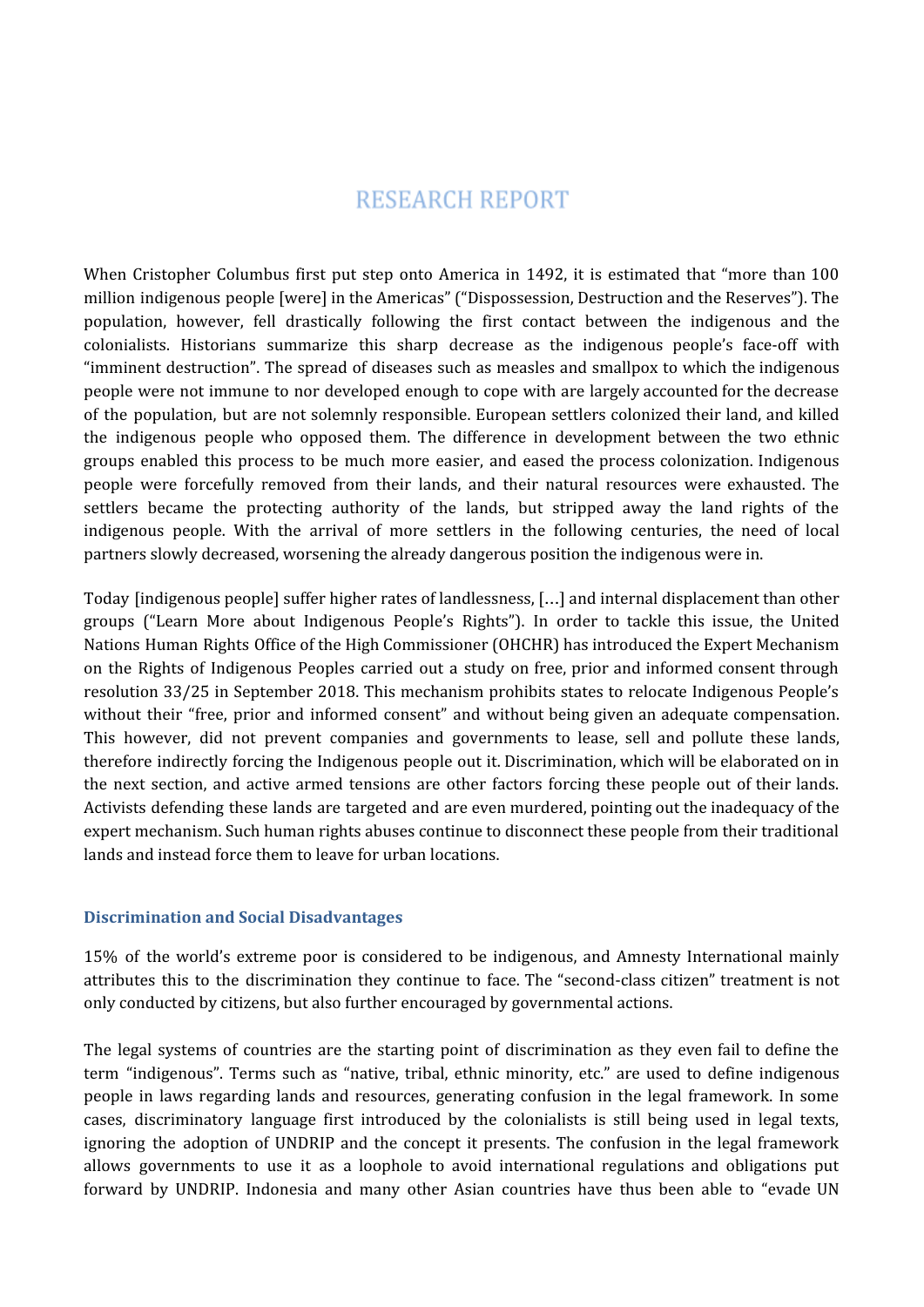# RESEARCH REPORT

When Cristopher Columbus first put step onto America in 1492, it is estimated that "more than 100 million indigenous people [were] in the Americas" ("Dispossession, Destruction and the Reserves"). The population, however, fell drastically following the first contact between the indigenous and the colonialists. Historians summarize this sharp decrease as the indigenous people's face-off with "imminent destruction". The spread of diseases such as measles and smallpox to which the indigenous people were not immune to nor developed enough to cope with are largely accounted for the decrease of the population, but are not solemnly responsible. European settlers colonized their land, and killed the indigenous people who opposed them. The difference in development between the two ethnic groups enabled this process to be much more easier, and eased the process colonization. Indigenous people were forcefully removed from their lands, and their natural resources were exhausted. The settlers became the protecting authority of the lands, but stripped away the land rights of the indigenous people. With the arrival of more settlers in the following centuries, the need of local partners slowly decreased, worsening the already dangerous position the indigenous were in.

Today [indigenous people] suffer higher rates of landlessness, […] and internal displacement than other groups ("Learn More about Indigenous People's Rights"). In order to tackle this issue, the United Nations Human Rights Office of the High Commissioner (OHCHR) has introduced the Expert Mechanism on the Rights of Indigenous Peoples carried out a study on free, prior and informed consent through resolution 33/25 in September 2018. This mechanism prohibits states to relocate Indigenous People's without their "free, prior and informed consent" and without being given an adequate compensation. This however, did not prevent companies and governments to lease, sell and pollute these lands, therefore indirectly forcing the Indigenous people out it. Discrimination, which will be elaborated on in the next section, and active armed tensions are other factors forcing these people out of their lands. Activists defending these lands are targeted and are even murdered, pointing out the inadequacy of the expert mechanism. Such human rights abuses continue to disconnect these people from their traditional lands and instead force them to leave for urban locations.

### Discrimination and Social Disadvantages

15% of the world's extreme poor is considered to be indigenous, and Amnesty International mainly attributes this to the discrimination they continue to face. The "second-class citizen" treatment is not only conducted by citizens, but also further encouraged by governmental actions.

The legal systems of countries are the starting point of discrimination as they even fail to define the term "indigenous". Terms such as "native, tribal, ethnic minority, etc." are used to define indigenous people in laws regarding lands and resources, generating confusion in the legal framework. In some cases, discriminatory language first introduced by the colonialists is still being used in legal texts, ignoring the adoption of UNDRIP and the concept it presents. The confusion in the legal framework allows governments to use it as a loophole to avoid international regulations and obligations put forward by UNDRIP. Indonesia and many other Asian countries have thus been able to "evade UN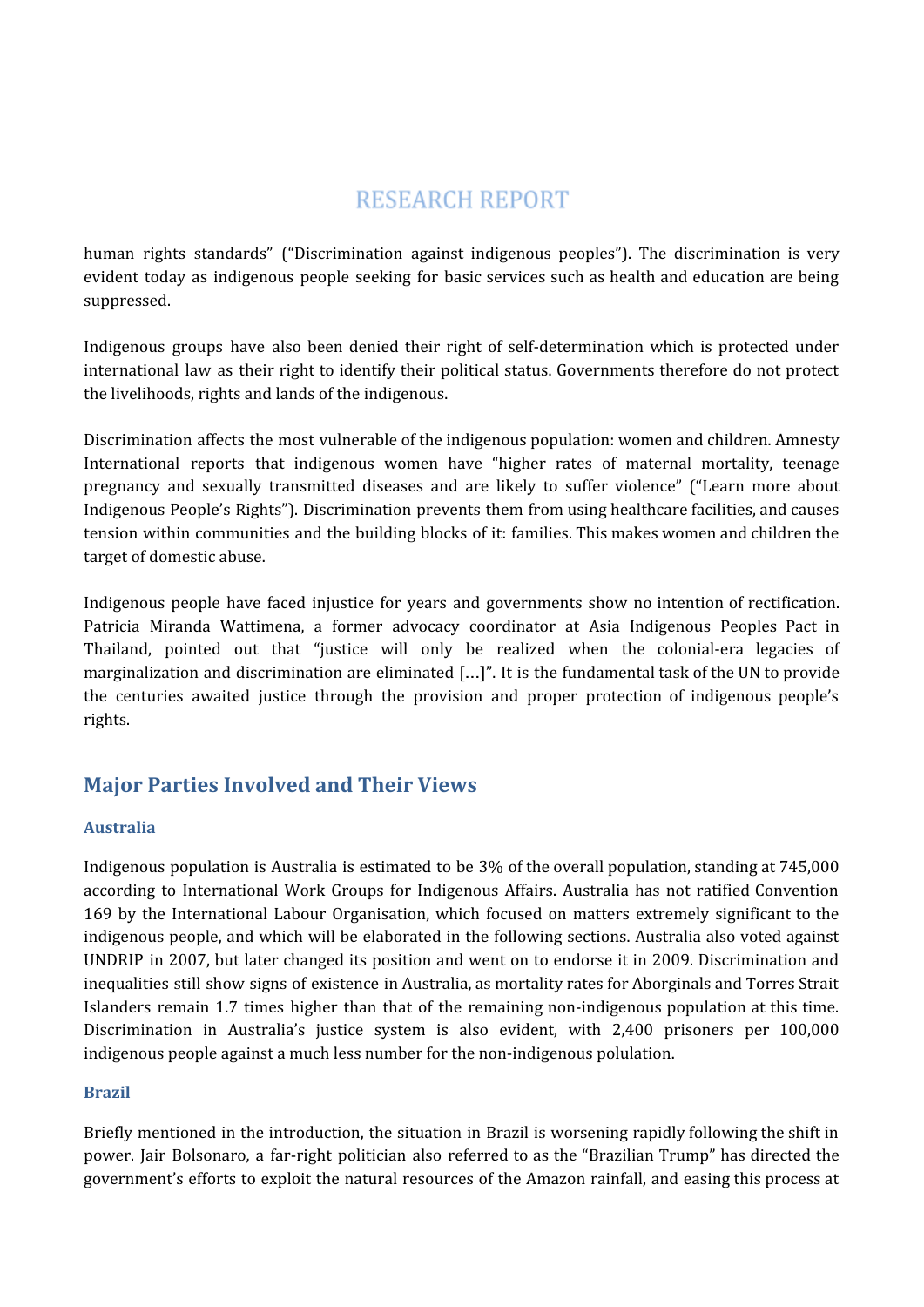human rights standards" ("Discrimination against indigenous peoples"). The discrimination is very evident today as indigenous people seeking for basic services such as health and education are being suppressed.

Indigenous groups have also been denied their right of self-determination which is protected under international law as their right to identify their political status. Governments therefore do not protect the livelihoods, rights and lands of the indigenous.

Discrimination affects the most vulnerable of the indigenous population: women and children. Amnesty International reports that indigenous women have "higher rates of maternal mortality, teenage pregnancy and sexually transmitted diseases and are likely to suffer violence" ("Learn more about Indigenous People's Rights"). Discrimination prevents them from using healthcare facilities, and causes tension within communities and the building blocks of it: families. This makes women and children the target of domestic abuse.

Indigenous people have faced injustice for years and governments show no intention of rectification. Patricia Miranda Wattimena, a former advocacy coordinator at Asia Indigenous Peoples Pact in Thailand, pointed out that "justice will only be realized when the colonial-era legacies of marginalization and discrimination are eliminated [...]". It is the fundamental task of the UN to provide the centuries awaited justice through the provision and proper protection of indigenous people's rights.

## Major Parties Involved and Their Views

### Australia

Indigenous population is Australia is estimated to be 3% of the overall population, standing at 745,000 according to International Work Groups for Indigenous Affairs. Australia has not ratified Convention 169 by the International Labour Organisation, which focused on matters extremely significant to the indigenous people, and which will be elaborated in the following sections. Australia also voted against UNDRIP in 2007, but later changed its position and went on to endorse it in 2009. Discrimination and inequalities still show signs of existence in Australia, as mortality rates for Aborginals and Torres Strait Islanders remain 1.7 times higher than that of the remaining non-indigenous population at this time. Discrimination in Australia's justice system is also evident, with 2,400 prisoners per 100,000 indigenous people against a much less number for the non-indigenous polulation.

### Brazil

Briefly mentioned in the introduction, the situation in Brazil is worsening rapidly following the shift in power. Jair Bolsonaro, a far-right politician also referred to as the "Brazilian Trump" has directed the government's efforts to exploit the natural resources of the Amazon rainfall, and easing this process at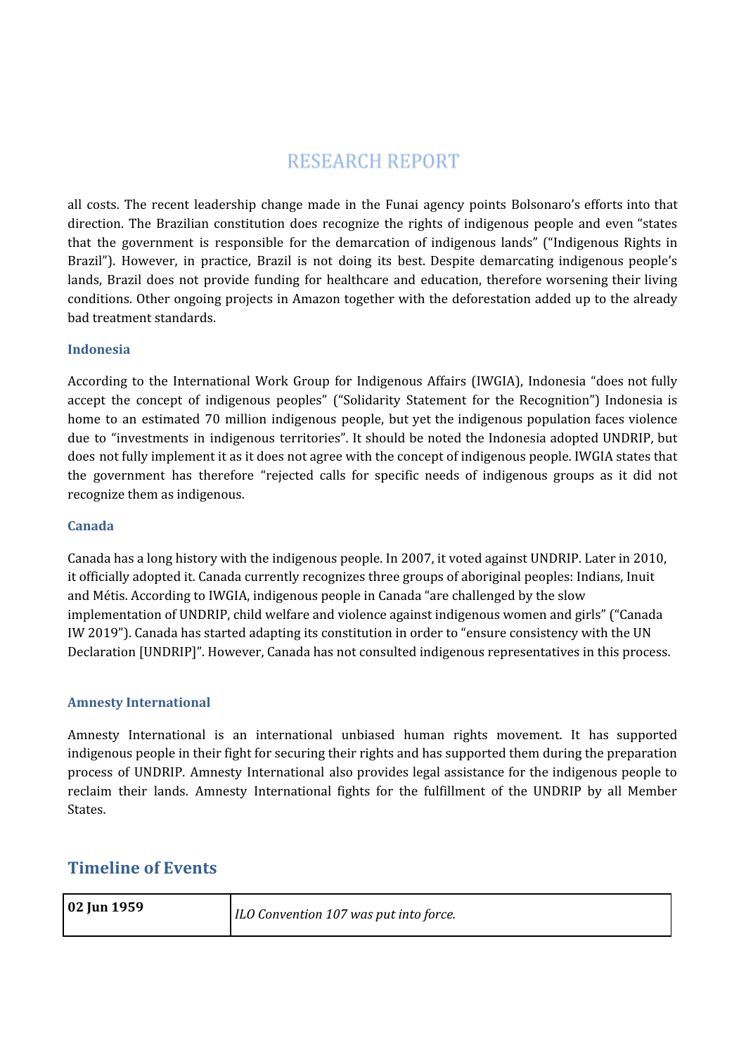all costs. The recent leadership change made in the Funai agency points Bolsonaro's efforts into that direction. The Brazilian constitution does recognize the rights of indigenous people and even "states that the government is responsible for the demarcation of indigenous lands" ("Indigenous Rights in Brazil"). However, in practice, Brazil is not doing its best. Despite demarcating indigenous people's lands, Brazil does not provide funding for healthcare and education, therefore worsening their living conditions. Other ongoing projects in Amazon together with the deforestation added up to the already bad treatment standards.

### Indonesia

According to the International Work Group for Indigenous Affairs (IWGIA), Indonesia "does not fully accept the concept of indigenous peoples" ("Solidarity Statement for the Recognition") Indonesia is home to an estimated 70 million indigenous people, but yet the indigenous population faces violence due to "investments in indigenous territories". It should be noted the Indonesia adopted UNDRIP, but does not fully implement it as it does not agree with the concept of indigenous people. IWGIA states that the government has therefore "rejected calls for specific needs of indigenous groups as it did not recognize them as indigenous.

### Canada

Canada has a long history with the indigenous people. In 2007, it voted against UNDRIP. Later in 2010, it officially adopted it. Canada currently recognizes three groups of aboriginal peoples: Indians, Inuit and Métis. According to IWGIA, indigenous people in Canada "are challenged by the slow implementation of UNDRIP, child welfare and violence against indigenous women and girls" ("Canada IW 2019"). Canada has started adapting its constitution in order to "ensure consistency with the UN Declaration [UNDRIP]". However, Canada has not consulted indigenous representatives in this process.

### Amnesty International

Amnesty International is an international unbiased human rights movement. It has supported indigenous people in their fight for securing their rights and has supported them during the preparation process of UNDRIP. Amnesty International also provides legal assistance for the indigenous people to reclaim their lands. Amnesty International fights for the fulfillment of the UNDRIP by all Member States.

## Timeline of Events

| | |
|---|---|
| **02 Jun 1959** | *ILO Convention 107 was put into force.* |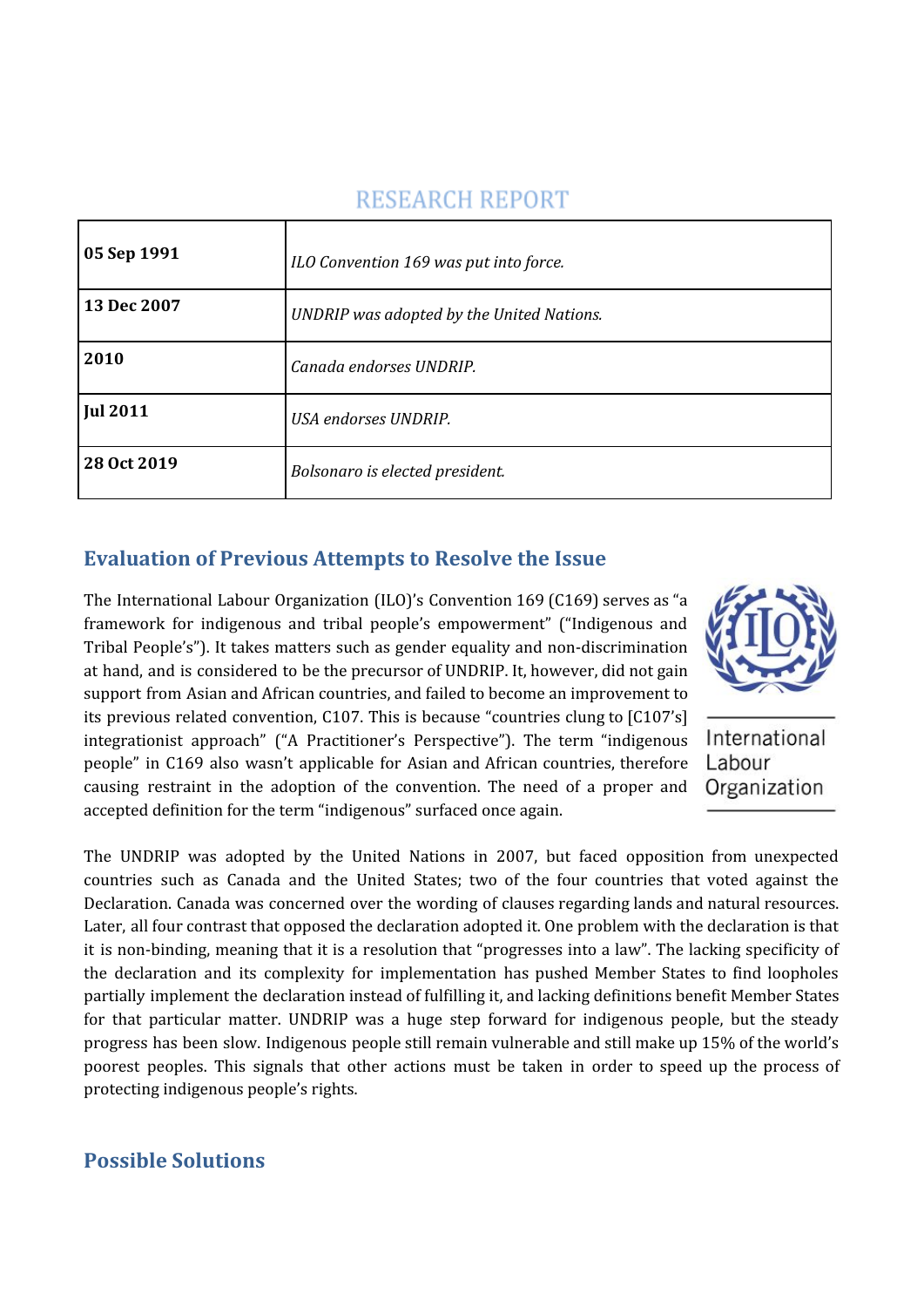## RESEARCH REPORT

| | |
|---|---|
| **05 Sep 1991** | *ILO Convention 169 was put into force.* |
| **13 Dec 2007** | *UNDRIP was adopted by the United Nations.* |
| **2010** | *Canada endorses UNDRIP.* |
| **Jul 2011** | *USA endorses UNDRIP.* |
| **28 Oct 2019** | *Bolsonaro is elected president.* |

## Evaluation of Previous Attempts to Resolve the Issue

The International Labour Organization (ILO)'s Convention 169 (C169) serves as "a framework for indigenous and tribal people's empowerment" ("Indigenous and Tribal People's"). It takes matters such as gender equality and non-discrimination at hand, and is considered to be the precursor of UNDRIP. It, however, did not gain support from Asian and African countries, and failed to become an improvement to its previous related convention, C107. This is because "countries clung to [C107's] integrationist approach" ("A Practitioner's Perspective"). The term "indigenous people" in C169 also wasn't applicable for Asian and African countries, therefore causing restraint in the adoption of the convention. The need of a proper and accepted definition for the term "indigenous" surfaced once again.

International Labour Organization

The UNDRIP was adopted by the United Nations in 2007, but faced opposition from unexpected countries such as Canada and the United States; two of the four countries that voted against the Declaration. Canada was concerned over the wording of clauses regarding lands and natural resources. Later, all four contrast that opposed the declaration adopted it. One problem with the declaration is that it is non-binding, meaning that it is a resolution that "progresses into a law". The lacking specificity of the declaration and its complexity for implementation has pushed Member States to find loopholes partially implement the declaration instead of fulfilling it, and lacking definitions benefit Member States for that particular matter. UNDRIP was a huge step forward for indigenous people, but the steady progress has been slow. Indigenous people still remain vulnerable and still make up 15% of the world's poorest peoples. This signals that other actions must be taken in order to speed up the process of protecting indigenous people's rights.

## Possible Solutions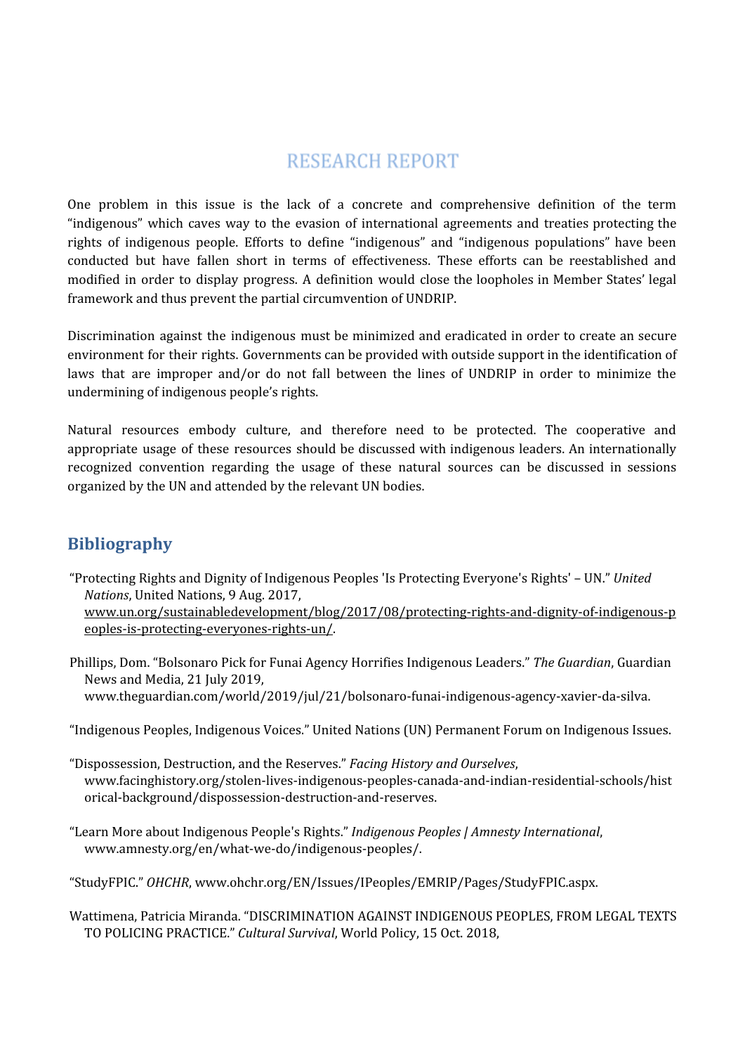# RESEARCH REPORT

One problem in this issue is the lack of a concrete and comprehensive definition of the term "indigenous" which caves way to the evasion of international agreements and treaties protecting the rights of indigenous people. Efforts to define "indigenous" and "indigenous populations" have been conducted but have fallen short in terms of effectiveness. These efforts can be reestablished and modified in order to display progress. A definition would close the loopholes in Member States' legal framework and thus prevent the partial circumvention of UNDRIP.

Discrimination against the indigenous must be minimized and eradicated in order to create an secure environment for their rights. Governments can be provided with outside support in the identification of laws that are improper and/or do not fall between the lines of UNDRIP in order to minimize the undermining of indigenous people's rights.

Natural resources embody culture, and therefore need to be protected. The cooperative and appropriate usage of these resources should be discussed with indigenous leaders. An internationally recognized convention regarding the usage of these natural sources can be discussed in sessions organized by the UN and attended by the relevant UN bodies.

## Bibliography

"Protecting Rights and Dignity of Indigenous Peoples 'Is Protecting Everyone's Rights' – UN." *United Nations*, United Nations, 9 Aug. 2017, www.un.org/sustainabledevelopment/blog/2017/08/protecting-rights-and-dignity-of-indigenous-peoples-is-protecting-everyones-rights-un/.

Phillips, Dom. "Bolsonaro Pick for Funai Agency Horrifies Indigenous Leaders." *The Guardian*, Guardian News and Media, 21 July 2019, www.theguardian.com/world/2019/jul/21/bolsonaro-funai-indigenous-agency-xavier-da-silva.

"Indigenous Peoples, Indigenous Voices." United Nations (UN) Permanent Forum on Indigenous Issues.

"Dispossession, Destruction, and the Reserves." *Facing History and Ourselves*, www.facinghistory.org/stolen-lives-indigenous-peoples-canada-and-indian-residential-schools/historical-background/dispossession-destruction-and-reserves.

"Learn More about Indigenous People's Rights." *Indigenous Peoples | Amnesty International*, www.amnesty.org/en/what-we-do/indigenous-peoples/.

"StudyFPIC." *OHCHR*, www.ohchr.org/EN/Issues/IPeoples/EMRIP/Pages/StudyFPIC.aspx.

Wattimena, Patricia Miranda. "DISCRIMINATION AGAINST INDIGENOUS PEOPLES, FROM LEGAL TEXTS TO POLICING PRACTICE." *Cultural Survival*, World Policy, 15 Oct. 2018,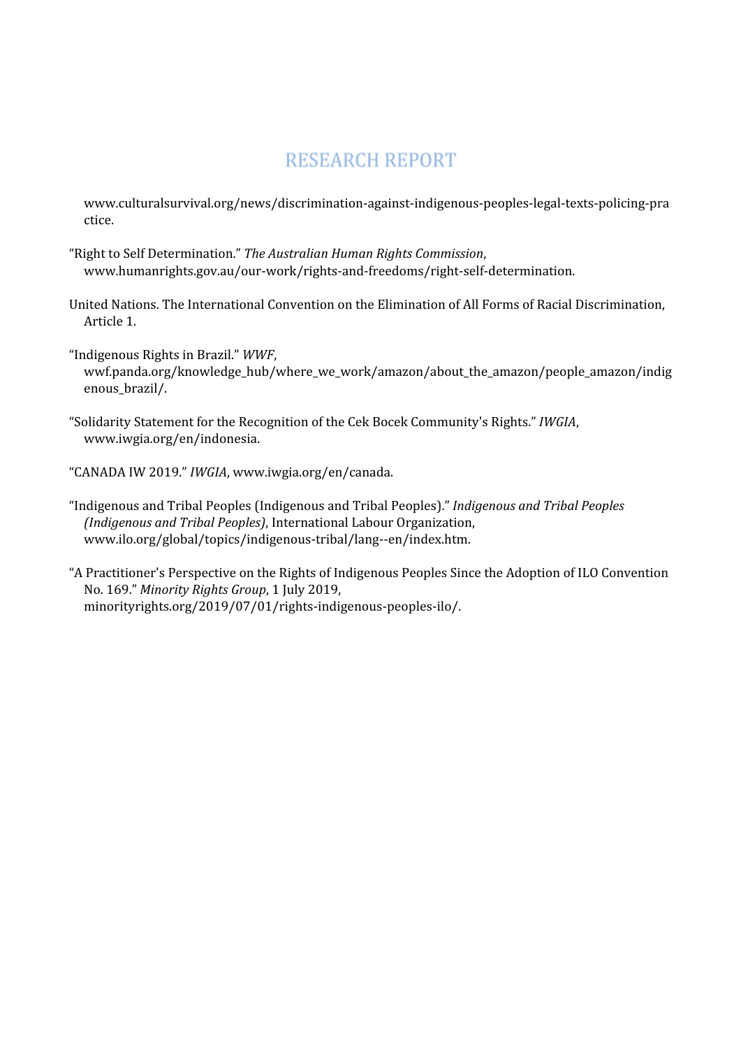www.culturalsurvival.org/news/discrimination-against-indigenous-peoples-legal-texts-policing-practice.

"Right to Self Determination." *The Australian Human Rights Commission*, www.humanrights.gov.au/our-work/rights-and-freedoms/right-self-determination.

United Nations. The International Convention on the Elimination of All Forms of Racial Discrimination, Article 1.

"Indigenous Rights in Brazil." *WWF*, wwf.panda.org/knowledge_hub/where_we_work/amazon/about_the_amazon/people_amazon/indigenous_brazil/.

"Solidarity Statement for the Recognition of the Cek Bocek Community's Rights." *IWGIA*, www.iwgia.org/en/indonesia.

"CANADA IW 2019." *IWGIA*, www.iwgia.org/en/canada.

"Indigenous and Tribal Peoples (Indigenous and Tribal Peoples)." *Indigenous and Tribal Peoples (Indigenous and Tribal Peoples)*, International Labour Organization, www.ilo.org/global/topics/indigenous-tribal/lang--en/index.htm.

"A Practitioner's Perspective on the Rights of Indigenous Peoples Since the Adoption of ILO Convention No. 169." *Minority Rights Group*, 1 July 2019, minorityrights.org/2019/07/01/rights-indigenous-peoples-ilo/.